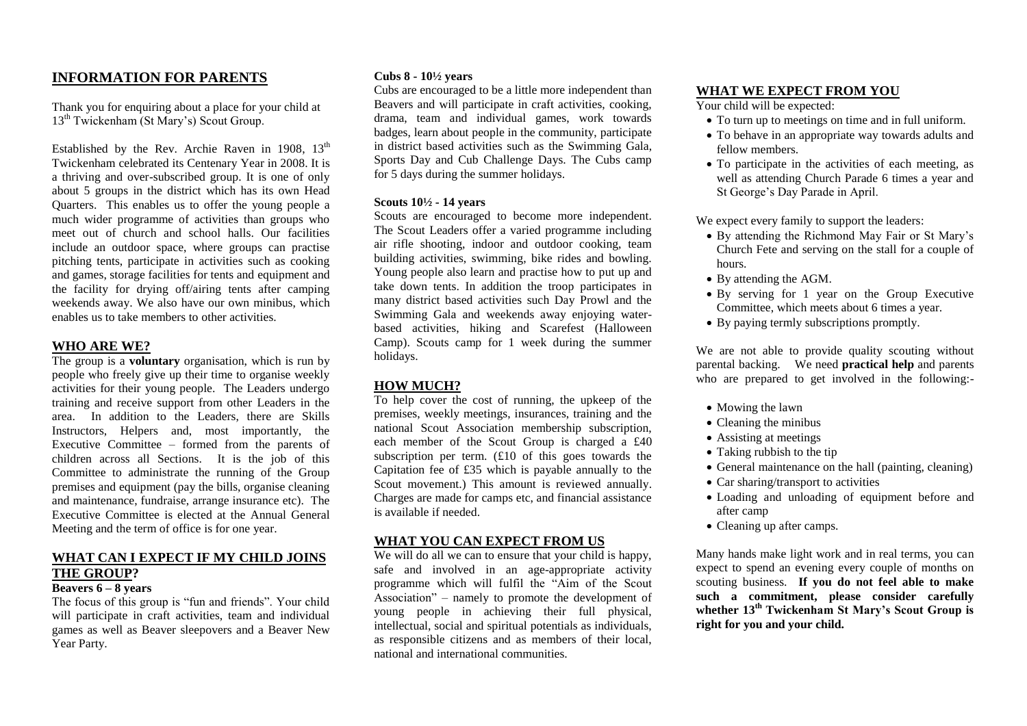## INFORMATION FOR PARENTS

Thank you for enquiring about a place for your child at 13th Twickenham (St Mary's) Scout Group.

Established by the Rev. Archie Raven in 1908, 13th Twickenham celebrated its Centenary Year in 2008. It is a thriving and over-subscribed group. It is one of only about 5 groups in the district which has its own Head Quarters. This enables us to offer the young people a much wider programme of activities than groups who meet out of church and school halls. Our facilities include an outdoor space, where groups can practise pitching tents, participate in activities such as cooking and games, storage facilities for tents and equipment and the facility for drying off/airing tents after camping weekends away. We also have our own minibus, which enables us to take members to other activities.

## WHO ARE WE?

The group is a **voluntary** organisation, which is run by people who freely give up their time to organise weekly activities for their young people. The Leaders undergo training and receive support from other Leaders in the area. In addition to the Leaders, there are Skills Instructors, Helpers and, most importantly, the Executive Committee – formed from the parents of children across all Sections. It is the job of this Committee to administrate the running of the Group premises and equipment (pay the bills, organise cleaning and maintenance, fundraise, arrange insurance etc). The Executive Committee is elected at the Annual General Meeting and the term of office is for one year.

## WHAT CAN I EXPECT IF MY CHILD JOINS THE GROUP?

**Beavers 6 – 8 years**

The focus of this group is "fun and friends". Your child will participate in craft activities, team and individual games as well as Beaver sleepovers and a Beaver New Year Party.

**Cubs 8 - 10½ years**

Cubs are encouraged to be a little more independent than Beavers and will participate in craft activities, cooking, drama, team and individual games, work towards badges, learn about people in the community, participate in district based activities such as the Swimming Gala, Sports Day and Cub Challenge Days. The Cubs camp for 5 days during the summer holidays.

**Scouts 10½ - 14 years**

Scouts are encouraged to become more independent. The Scout Leaders offer a varied programme including air rifle shooting, indoor and outdoor cooking, team building activities, swimming, bike rides and bowling. Young people also learn and practise how to put up and take down tents. In addition the troop participates in many district based activities such Day Prowl and the Swimming Gala and weekends away enjoying water-based activities, hiking and Scarefest (Halloween Camp). Scouts camp for 1 week during the summer holidays.

## HOW MUCH?

To help cover the cost of running, the upkeep of the premises, weekly meetings, insurances, training and the national Scout Association membership subscription, each member of the Scout Group is charged a £40 subscription per term. (£10 of this goes towards the Capitation fee of £35 which is payable annually to the Scout movement.) This amount is reviewed annually. Charges are made for camps etc, and financial assistance is available if needed.

## WHAT YOU CAN EXPECT FROM US

We will do all we can to ensure that your child is happy, safe and involved in an age-appropriate activity programme which will fulfil the "Aim of the Scout Association" – namely to promote the development of young people in achieving their full physical, intellectual, social and spiritual potentials as individuals, as responsible citizens and as members of their local, national and international communities.

## WHAT WE EXPECT FROM YOU

Your child will be expected:

- To turn up to meetings on time and in full uniform.
- To behave in an appropriate way towards adults and fellow members.
- To participate in the activities of each meeting, as well as attending Church Parade 6 times a year and St George's Day Parade in April.

We expect every family to support the leaders:

- By attending the Richmond May Fair or St Mary's Church Fete and serving on the stall for a couple of hours.
- By attending the AGM.
- By serving for 1 year on the Group Executive Committee, which meets about 6 times a year.
- By paying termly subscriptions promptly.

We are not able to provide quality scouting without parental backing. We need **practical help** and parents who are prepared to get involved in the following:-

- Mowing the lawn
- Cleaning the minibus
- Assisting at meetings
- Taking rubbish to the tip
- General maintenance on the hall (painting, cleaning)
- Car sharing/transport to activities
- Loading and unloading of equipment before and after camp
- Cleaning up after camps.

Many hands make light work and in real terms, you can expect to spend an evening every couple of months on scouting business. **If you do not feel able to make such a commitment, please consider carefully whether 13th Twickenham St Mary's Scout Group is right for you and your child.**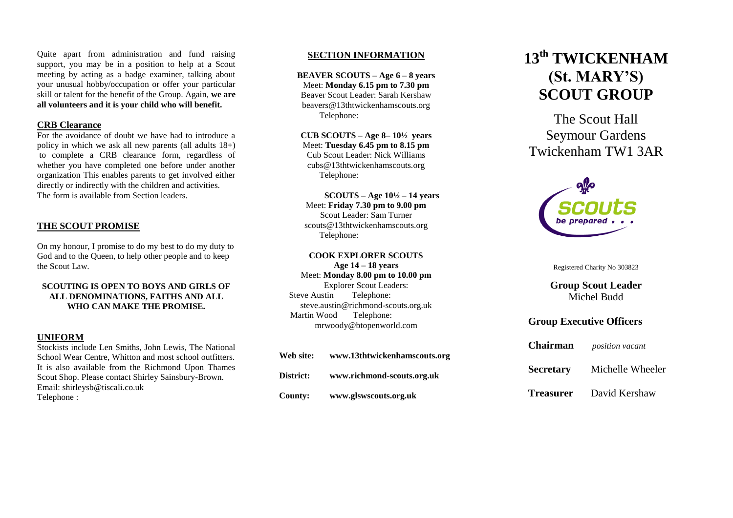Quite apart from administration and fund raising support, you may be in a position to help at a Scout meeting by acting as a badge examiner, talking about your unusual hobby/occupation or offer your particular skill or talent for the benefit of the Group. Again, **we are all volunteers and it is your child who will benefit.**

## CRB Clearance

For the avoidance of doubt we have had to introduce a policy in which we ask all new parents (all adults 18+) to complete a CRB clearance form, regardless of whether you have completed one before under another organization This enables parents to get involved either directly or indirectly with the children and activities. The form is available from Section leaders.

## THE SCOUT PROMISE

On my honour, I promise to do my best to do my duty to God and to the Queen, to help other people and to keep the Scout Law.

**SCOUTING IS OPEN TO BOYS AND GIRLS OF ALL DENOMINATIONS, FAITHS AND ALL WHO CAN MAKE THE PROMISE.**

## UNIFORM

Stockists include Len Smiths, John Lewis, The National School Wear Centre, Whitton and most school outfitters. It is also available from the Richmond Upon Thames Scout Shop. Please contact Shirley Sainsbury-Brown.
Email: shirleysb@tiscali.co.uk
Telephone :

## SECTION INFORMATION

**BEAVER SCOUTS – Age 6 – 8 years**
Meet: **Monday 6.15 pm to 7.30 pm**
Beaver Scout Leader: Sarah Kershaw
beavers@13thtwickenhamscouts.org
Telephone:

**CUB SCOUTS – Age 8– 10½ years**
Meet: **Tuesday 6.45 pm to 8.15 pm**
Cub Scout Leader: Nick Williams
cubs@13thtwickenhamscouts.org
Telephone:

**SCOUTS – Age 10½ – 14 years**
Meet: **Friday 7.30 pm to 9.00 pm**
Scout Leader: Sam Turner
scouts@13thtwickenhamscouts.org
Telephone:

**COOK EXPLORER SCOUTS**
**Age 14 – 18 years**
Meet: **Monday 8.00 pm to 10.00 pm**
Explorer Scout Leaders:
Steve Austin Telephone:
steve.austin@richmond-scouts.org.uk
Martin Wood Telephone:
mrwoody@btopenworld.com

**Web site:** **www.13thtwickenhamscouts.org**

**District:** **www.richmond-scouts.org.uk**

**County:** **www.glswscouts.org.uk**

# 13th TWICKENHAM (St. MARY'S) SCOUT GROUP

The Scout Hall
Seymour Gardens
Twickenham TW1 3AR

scouts
be prepared . . .

Registered Charity No 303823

**Group Scout Leader**
Michel Budd

**Group Executive Officers**

**Chairman** *position vacant*

**Secretary** Michelle Wheeler

**Treasurer** David Kershaw